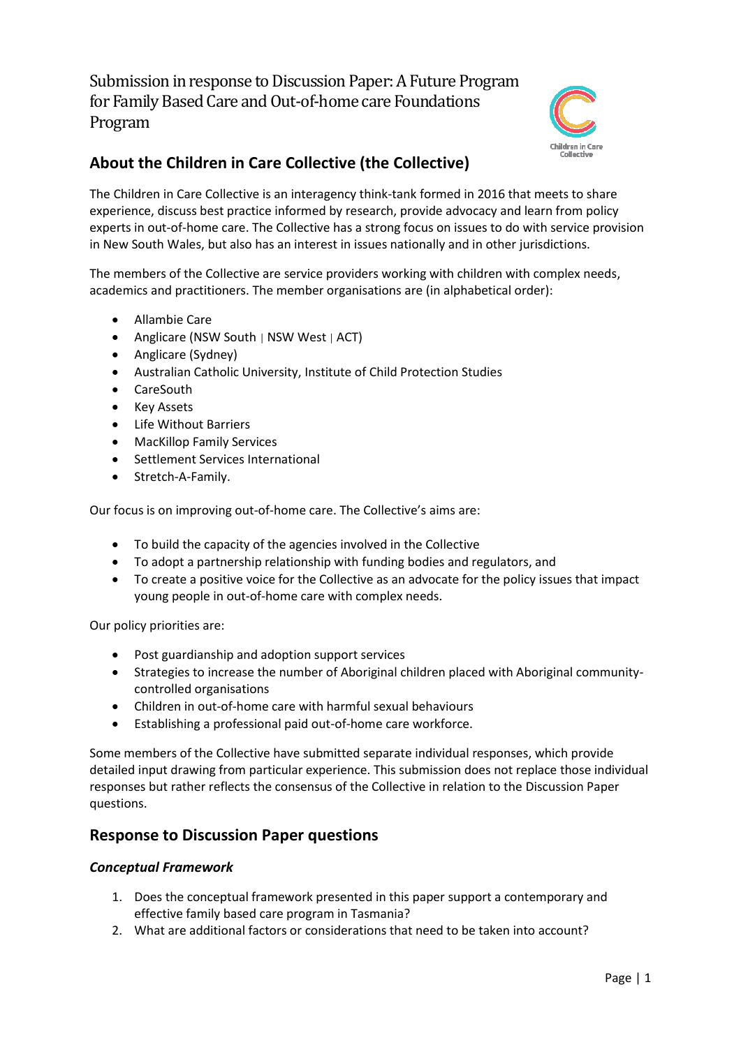# Submission in response to Discussion Paper: A Future Program for Family Based Care and Out-of-home care Foundations Program

## About the Children in Care Collective (the Collective)

The Children in Care Collective is an interagency think-tank formed in 2016 that meets to share experience, discuss best practice informed by research, provide advocacy and learn from policy experts in out-of-home care. The Collective has a strong focus on issues to do with service provision in New South Wales, but also has an interest in issues nationally and in other jurisdictions.

The members of the Collective are service providers working with children with complex needs, academics and practitioners. The member organisations are (in alphabetical order):

- Allambie Care
- Anglicare (NSW South | NSW West | ACT)
- Anglicare (Sydney)
- Australian Catholic University, Institute of Child Protection Studies
- CareSouth
- Key Assets
- Life Without Barriers
- MacKillop Family Services
- Settlement Services International
- Stretch-A-Family.

Our focus is on improving out-of-home care. The Collective's aims are:

- To build the capacity of the agencies involved in the Collective
- To adopt a partnership relationship with funding bodies and regulators, and
- To create a positive voice for the Collective as an advocate for the policy issues that impact young people in out-of-home care with complex needs.

Our policy priorities are:

- Post guardianship and adoption support services
- Strategies to increase the number of Aboriginal children placed with Aboriginal community-controlled organisations
- Children in out-of-home care with harmful sexual behaviours
- Establishing a professional paid out-of-home care workforce.

Some members of the Collective have submitted separate individual responses, which provide detailed input drawing from particular experience. This submission does not replace those individual responses but rather reflects the consensus of the Collective in relation to the Discussion Paper questions.

## Response to Discussion Paper questions

### *Conceptual Framework*

1. Does the conceptual framework presented in this paper support a contemporary and effective family based care program in Tasmania?
2. What are additional factors or considerations that need to be taken into account?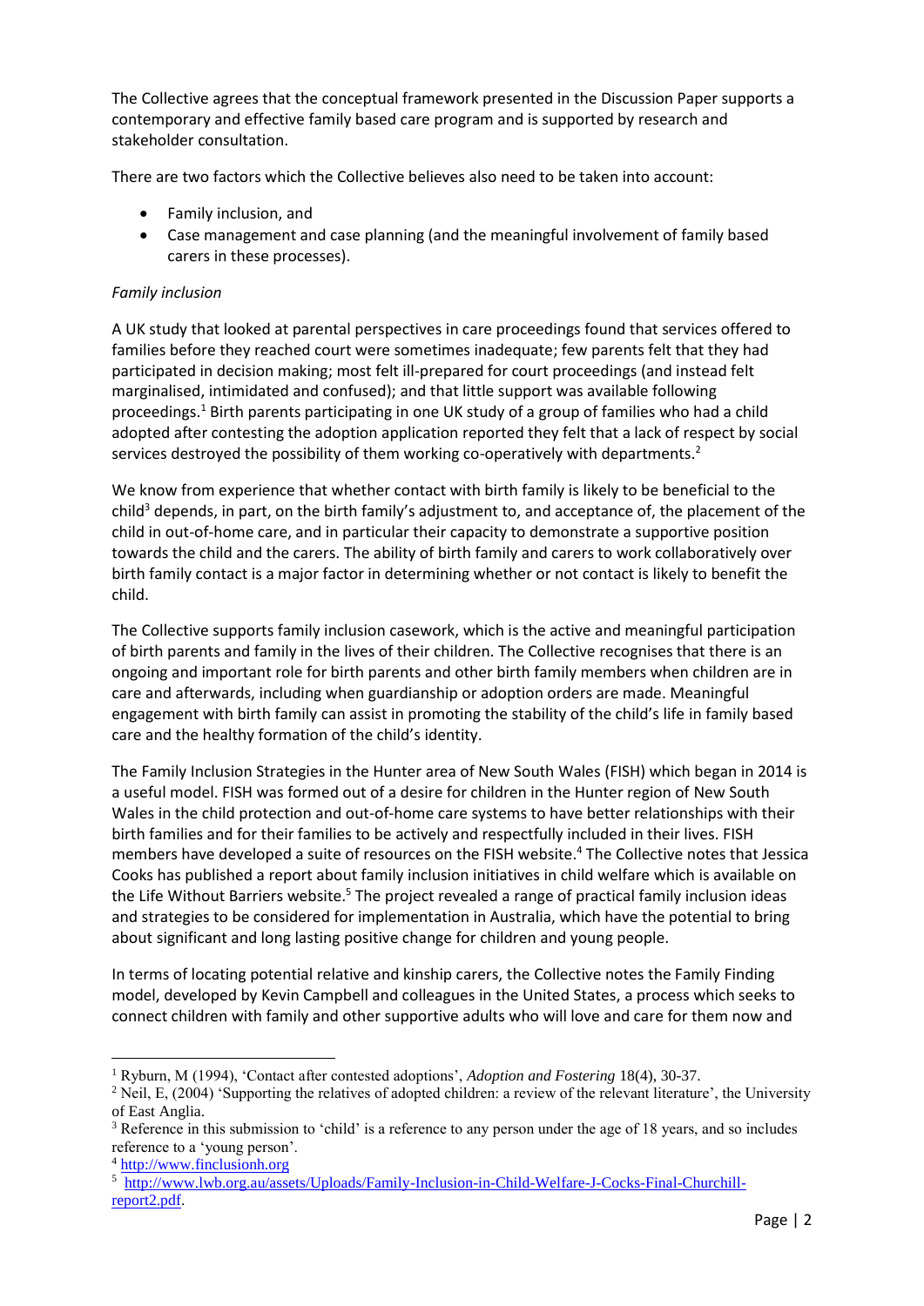The Collective agrees that the conceptual framework presented in the Discussion Paper supports a contemporary and effective family based care program and is supported by research and stakeholder consultation.

There are two factors which the Collective believes also need to be taken into account:

- Family inclusion, and
- Case management and case planning (and the meaningful involvement of family based carers in these processes).

*Family inclusion*

A UK study that looked at parental perspectives in care proceedings found that services offered to families before they reached court were sometimes inadequate; few parents felt that they had participated in decision making; most felt ill-prepared for court proceedings (and instead felt marginalised, intimidated and confused); and that little support was available following proceedings.[1] Birth parents participating in one UK study of a group of families who had a child adopted after contesting the adoption application reported they felt that a lack of respect by social services destroyed the possibility of them working co-operatively with departments.[2]

We know from experience that whether contact with birth family is likely to be beneficial to the child[3] depends, in part, on the birth family's adjustment to, and acceptance of, the placement of the child in out-of-home care, and in particular their capacity to demonstrate a supportive position towards the child and the carers. The ability of birth family and carers to work collaboratively over birth family contact is a major factor in determining whether or not contact is likely to benefit the child.

The Collective supports family inclusion casework, which is the active and meaningful participation of birth parents and family in the lives of their children. The Collective recognises that there is an ongoing and important role for birth parents and other birth family members when children are in care and afterwards, including when guardianship or adoption orders are made. Meaningful engagement with birth family can assist in promoting the stability of the child's life in family based care and the healthy formation of the child's identity.

The Family Inclusion Strategies in the Hunter area of New South Wales (FISH) which began in 2014 is a useful model. FISH was formed out of a desire for children in the Hunter region of New South Wales in the child protection and out-of-home care systems to have better relationships with their birth families and for their families to be actively and respectfully included in their lives. FISH members have developed a suite of resources on the FISH website.[4] The Collective notes that Jessica Cooks has published a report about family inclusion initiatives in child welfare which is available on the Life Without Barriers website.[5] The project revealed a range of practical family inclusion ideas and strategies to be considered for implementation in Australia, which have the potential to bring about significant and long lasting positive change for children and young people.

In terms of locating potential relative and kinship carers, the Collective notes the Family Finding model, developed by Kevin Campbell and colleagues in the United States, a process which seeks to connect children with family and other supportive adults who will love and care for them now and

---

[1] Ryburn, M (1994), 'Contact after contested adoptions', *Adoption and Fostering* 18(4), 30-37.

[2] Neil, E, (2004) 'Supporting the relatives of adopted children: a review of the relevant literature', the University of East Anglia.

[3] Reference in this submission to 'child' is a reference to any person under the age of 18 years, and so includes reference to a 'young person'.

[4] http://www.finclusionh.org

[5] http://www.lwb.org.au/assets/Uploads/Family-Inclusion-in-Child-Welfare-J-Cocks-Final-Churchill-report2.pdf.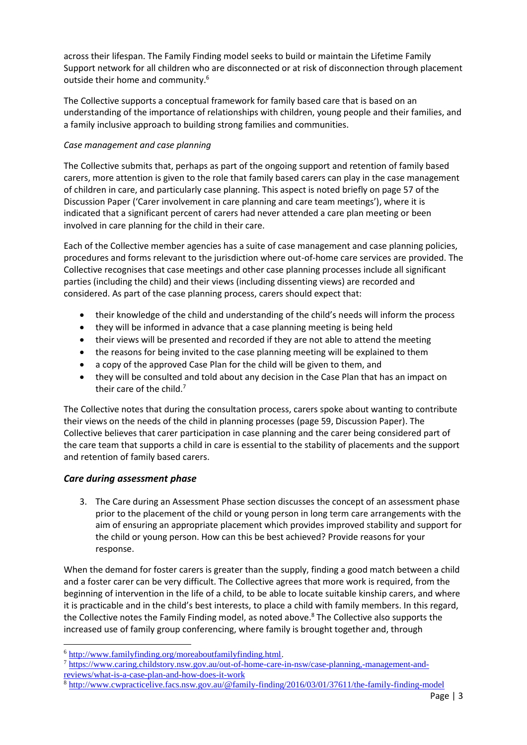across their lifespan. The Family Finding model seeks to build or maintain the Lifetime Family Support network for all children who are disconnected or at risk of disconnection through placement outside their home and community.[6]

The Collective supports a conceptual framework for family based care that is based on an understanding of the importance of relationships with children, young people and their families, and a family inclusive approach to building strong families and communities.

*Case management and case planning*

The Collective submits that, perhaps as part of the ongoing support and retention of family based carers, more attention is given to the role that family based carers can play in the case management of children in care, and particularly case planning. This aspect is noted briefly on page 57 of the Discussion Paper ('Carer involvement in care planning and care team meetings'), where it is indicated that a significant percent of carers had never attended a care plan meeting or been involved in care planning for the child in their care.

Each of the Collective member agencies has a suite of case management and case planning policies, procedures and forms relevant to the jurisdiction where out-of-home care services are provided. The Collective recognises that case meetings and other case planning processes include all significant parties (including the child) and their views (including dissenting views) are recorded and considered. As part of the case planning process, carers should expect that:

- their knowledge of the child and understanding of the child's needs will inform the process
- they will be informed in advance that a case planning meeting is being held
- their views will be presented and recorded if they are not able to attend the meeting
- the reasons for being invited to the case planning meeting will be explained to them
- a copy of the approved Case Plan for the child will be given to them, and
- they will be consulted and told about any decision in the Case Plan that has an impact on their care of the child.[7]

The Collective notes that during the consultation process, carers spoke about wanting to contribute their views on the needs of the child in planning processes (page 59, Discussion Paper). The Collective believes that carer participation in case planning and the carer being considered part of the care team that supports a child in care is essential to the stability of placements and the support and retention of family based carers.

### *Care during assessment phase*

3. The Care during an Assessment Phase section discusses the concept of an assessment phase prior to the placement of the child or young person in long term care arrangements with the aim of ensuring an appropriate placement which provides improved stability and support for the child or young person. How can this be best achieved? Provide reasons for your response.

When the demand for foster carers is greater than the supply, finding a good match between a child and a foster carer can be very difficult. The Collective agrees that more work is required, from the beginning of intervention in the life of a child, to be able to locate suitable kinship carers, and where it is practicable and in the child's best interests, to place a child with family members. In this regard, the Collective notes the Family Finding model, as noted above.[8] The Collective also supports the increased use of family group conferencing, where family is brought together and, through

---

[6] http://www.familyfinding.org/moreaboutfamilyfinding.html.

[7] https://www.caring.childstory.nsw.gov.au/out-of-home-care-in-nsw/case-planning,-management-and-reviews/what-is-a-case-plan-and-how-does-it-work

[8] http://www.cwpracticelive.facs.nsw.gov.au/@family-finding/2016/03/01/37611/the-family-finding-model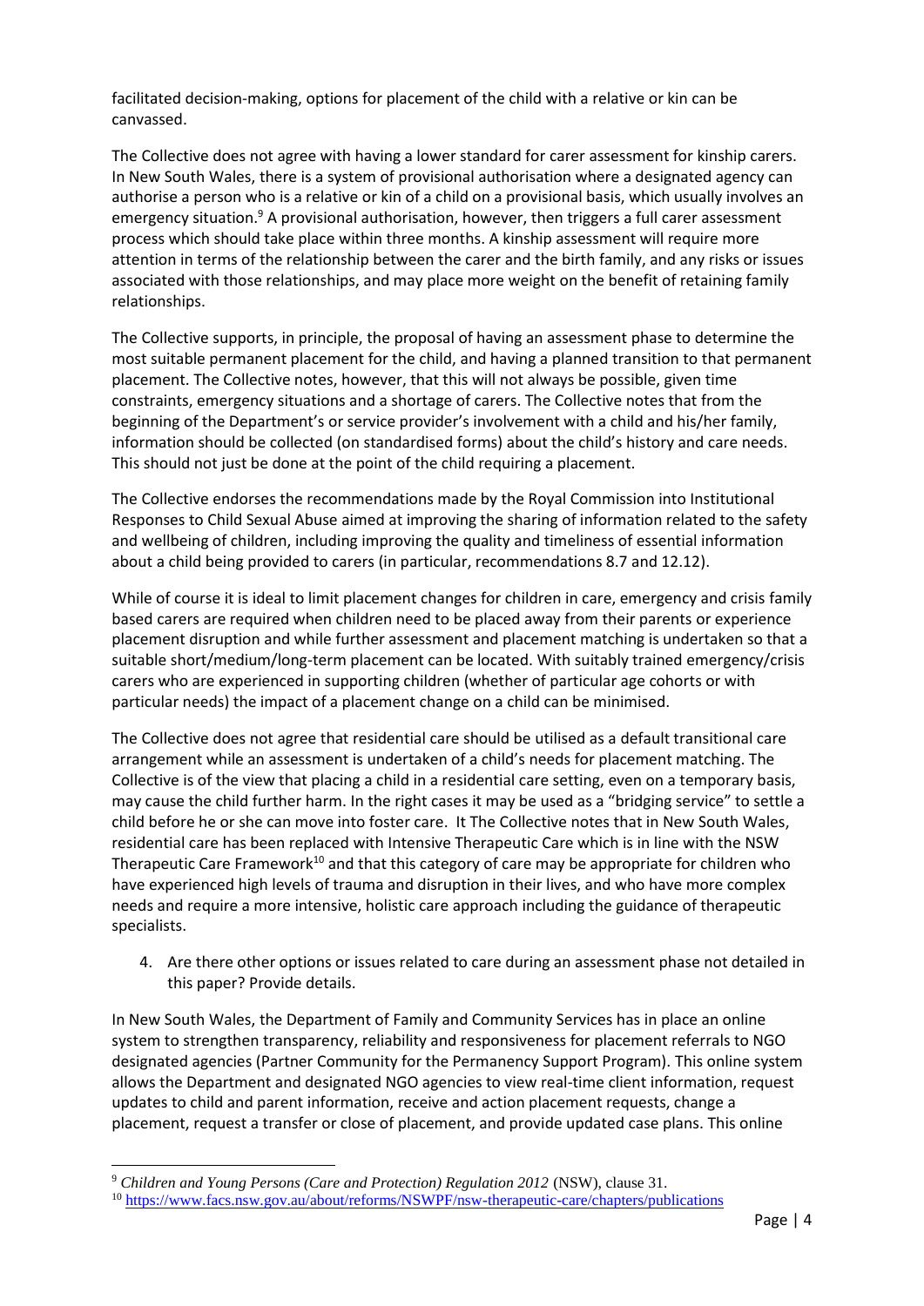facilitated decision-making, options for placement of the child with a relative or kin can be canvassed.

The Collective does not agree with having a lower standard for carer assessment for kinship carers. In New South Wales, there is a system of provisional authorisation where a designated agency can authorise a person who is a relative or kin of a child on a provisional basis, which usually involves an emergency situation.[9] A provisional authorisation, however, then triggers a full carer assessment process which should take place within three months. A kinship assessment will require more attention in terms of the relationship between the carer and the birth family, and any risks or issues associated with those relationships, and may place more weight on the benefit of retaining family relationships.

The Collective supports, in principle, the proposal of having an assessment phase to determine the most suitable permanent placement for the child, and having a planned transition to that permanent placement. The Collective notes, however, that this will not always be possible, given time constraints, emergency situations and a shortage of carers. The Collective notes that from the beginning of the Department's or service provider's involvement with a child and his/her family, information should be collected (on standardised forms) about the child's history and care needs. This should not just be done at the point of the child requiring a placement.

The Collective endorses the recommendations made by the Royal Commission into Institutional Responses to Child Sexual Abuse aimed at improving the sharing of information related to the safety and wellbeing of children, including improving the quality and timeliness of essential information about a child being provided to carers (in particular, recommendations 8.7 and 12.12).

While of course it is ideal to limit placement changes for children in care, emergency and crisis family based carers are required when children need to be placed away from their parents or experience placement disruption and while further assessment and placement matching is undertaken so that a suitable short/medium/long-term placement can be located. With suitably trained emergency/crisis carers who are experienced in supporting children (whether of particular age cohorts or with particular needs) the impact of a placement change on a child can be minimised.

The Collective does not agree that residential care should be utilised as a default transitional care arrangement while an assessment is undertaken of a child's needs for placement matching. The Collective is of the view that placing a child in a residential care setting, even on a temporary basis, may cause the child further harm. In the right cases it may be used as a "bridging service" to settle a child before he or she can move into foster care. It The Collective notes that in New South Wales, residential care has been replaced with Intensive Therapeutic Care which is in line with the NSW Therapeutic Care Framework[10] and that this category of care may be appropriate for children who have experienced high levels of trauma and disruption in their lives, and who have more complex needs and require a more intensive, holistic care approach including the guidance of therapeutic specialists.

4. Are there other options or issues related to care during an assessment phase not detailed in this paper? Provide details.

In New South Wales, the Department of Family and Community Services has in place an online system to strengthen transparency, reliability and responsiveness for placement referrals to NGO designated agencies (Partner Community for the Permanency Support Program). This online system allows the Department and designated NGO agencies to view real-time client information, request updates to child and parent information, receive and action placement requests, change a placement, request a transfer or close of placement, and provide updated case plans. This online

[9] *Children and Young Persons (Care and Protection) Regulation 2012* (NSW), clause 31.

[10] https://www.facs.nsw.gov.au/about/reforms/NSWPF/nsw-therapeutic-care/chapters/publications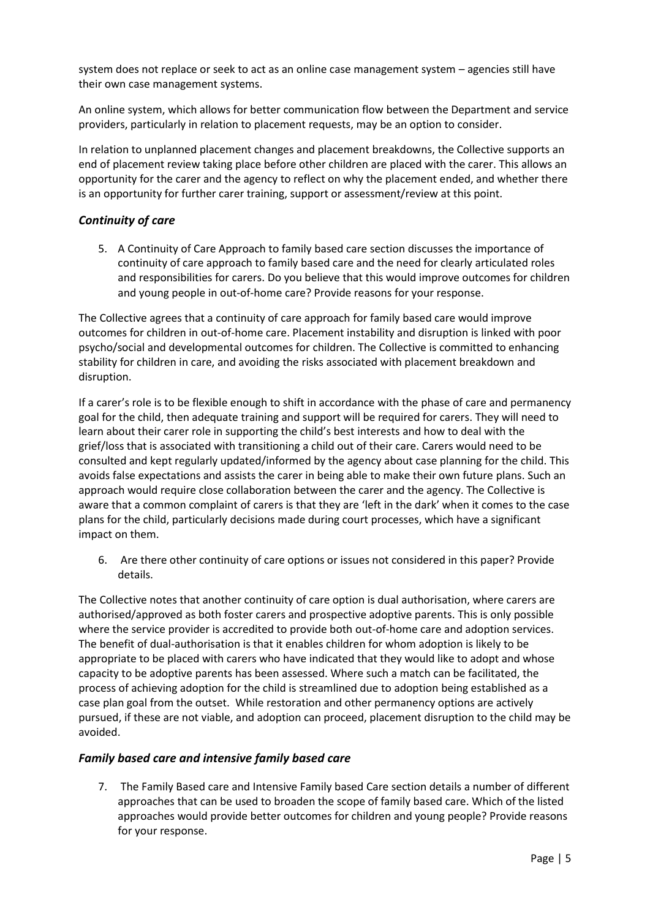system does not replace or seek to act as an online case management system – agencies still have their own case management systems.

An online system, which allows for better communication flow between the Department and service providers, particularly in relation to placement requests, may be an option to consider.

In relation to unplanned placement changes and placement breakdowns, the Collective supports an end of placement review taking place before other children are placed with the carer. This allows an opportunity for the carer and the agency to reflect on why the placement ended, and whether there is an opportunity for further carer training, support or assessment/review at this point.

### *Continuity of care*

5. A Continuity of Care Approach to family based care section discusses the importance of continuity of care approach to family based care and the need for clearly articulated roles and responsibilities for carers. Do you believe that this would improve outcomes for children and young people in out-of-home care? Provide reasons for your response.

The Collective agrees that a continuity of care approach for family based care would improve outcomes for children in out-of-home care. Placement instability and disruption is linked with poor psycho/social and developmental outcomes for children. The Collective is committed to enhancing stability for children in care, and avoiding the risks associated with placement breakdown and disruption.

If a carer's role is to be flexible enough to shift in accordance with the phase of care and permanency goal for the child, then adequate training and support will be required for carers. They will need to learn about their carer role in supporting the child's best interests and how to deal with the grief/loss that is associated with transitioning a child out of their care. Carers would need to be consulted and kept regularly updated/informed by the agency about case planning for the child. This avoids false expectations and assists the carer in being able to make their own future plans. Such an approach would require close collaboration between the carer and the agency. The Collective is aware that a common complaint of carers is that they are 'left in the dark' when it comes to the case plans for the child, particularly decisions made during court processes, which have a significant impact on them.

6. Are there other continuity of care options or issues not considered in this paper? Provide details.

The Collective notes that another continuity of care option is dual authorisation, where carers are authorised/approved as both foster carers and prospective adoptive parents. This is only possible where the service provider is accredited to provide both out-of-home care and adoption services. The benefit of dual-authorisation is that it enables children for whom adoption is likely to be appropriate to be placed with carers who have indicated that they would like to adopt and whose capacity to be adoptive parents has been assessed. Where such a match can be facilitated, the process of achieving adoption for the child is streamlined due to adoption being established as a case plan goal from the outset. While restoration and other permanency options are actively pursued, if these are not viable, and adoption can proceed, placement disruption to the child may be avoided.

### *Family based care and intensive family based care*

7. The Family Based care and Intensive Family based Care section details a number of different approaches that can be used to broaden the scope of family based care. Which of the listed approaches would provide better outcomes for children and young people? Provide reasons for your response.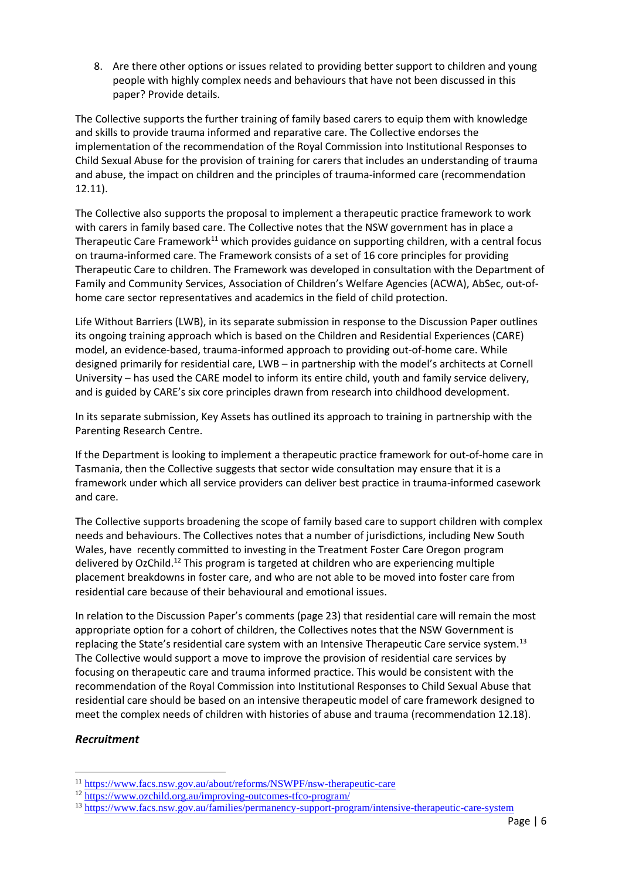8. Are there other options or issues related to providing better support to children and young people with highly complex needs and behaviours that have not been discussed in this paper? Provide details.

The Collective supports the further training of family based carers to equip them with knowledge and skills to provide trauma informed and reparative care. The Collective endorses the implementation of the recommendation of the Royal Commission into Institutional Responses to Child Sexual Abuse for the provision of training for carers that includes an understanding of trauma and abuse, the impact on children and the principles of trauma-informed care (recommendation 12.11).

The Collective also supports the proposal to implement a therapeutic practice framework to work with carers in family based care. The Collective notes that the NSW government has in place a Therapeutic Care Framework[11] which provides guidance on supporting children, with a central focus on trauma-informed care. The Framework consists of a set of 16 core principles for providing Therapeutic Care to children. The Framework was developed in consultation with the Department of Family and Community Services, Association of Children's Welfare Agencies (ACWA), AbSec, out-of-home care sector representatives and academics in the field of child protection.

Life Without Barriers (LWB), in its separate submission in response to the Discussion Paper outlines its ongoing training approach which is based on the Children and Residential Experiences (CARE) model, an evidence-based, trauma-informed approach to providing out-of-home care. While designed primarily for residential care, LWB – in partnership with the model's architects at Cornell University – has used the CARE model to inform its entire child, youth and family service delivery, and is guided by CARE's six core principles drawn from research into childhood development.

In its separate submission, Key Assets has outlined its approach to training in partnership with the Parenting Research Centre.

If the Department is looking to implement a therapeutic practice framework for out-of-home care in Tasmania, then the Collective suggests that sector wide consultation may ensure that it is a framework under which all service providers can deliver best practice in trauma-informed casework and care.

The Collective supports broadening the scope of family based care to support children with complex needs and behaviours. The Collectives notes that a number of jurisdictions, including New South Wales, have recently committed to investing in the Treatment Foster Care Oregon program delivered by OzChild.[12] This program is targeted at children who are experiencing multiple placement breakdowns in foster care, and who are not able to be moved into foster care from residential care because of their behavioural and emotional issues.

In relation to the Discussion Paper's comments (page 23) that residential care will remain the most appropriate option for a cohort of children, the Collectives notes that the NSW Government is replacing the State's residential care system with an Intensive Therapeutic Care service system.[13] The Collective would support a move to improve the provision of residential care services by focusing on therapeutic care and trauma informed practice. This would be consistent with the recommendation of the Royal Commission into Institutional Responses to Child Sexual Abuse that residential care should be based on an intensive therapeutic model of care framework designed to meet the complex needs of children with histories of abuse and trauma (recommendation 12.18).

### *Recruitment*

---

[11] https://www.facs.nsw.gov.au/about/reforms/NSWPF/nsw-therapeutic-care

[12] https://www.ozchild.org.au/improving-outcomes-tfco-program/

[13] https://www.facs.nsw.gov.au/families/permanency-support-program/intensive-therapeutic-care-system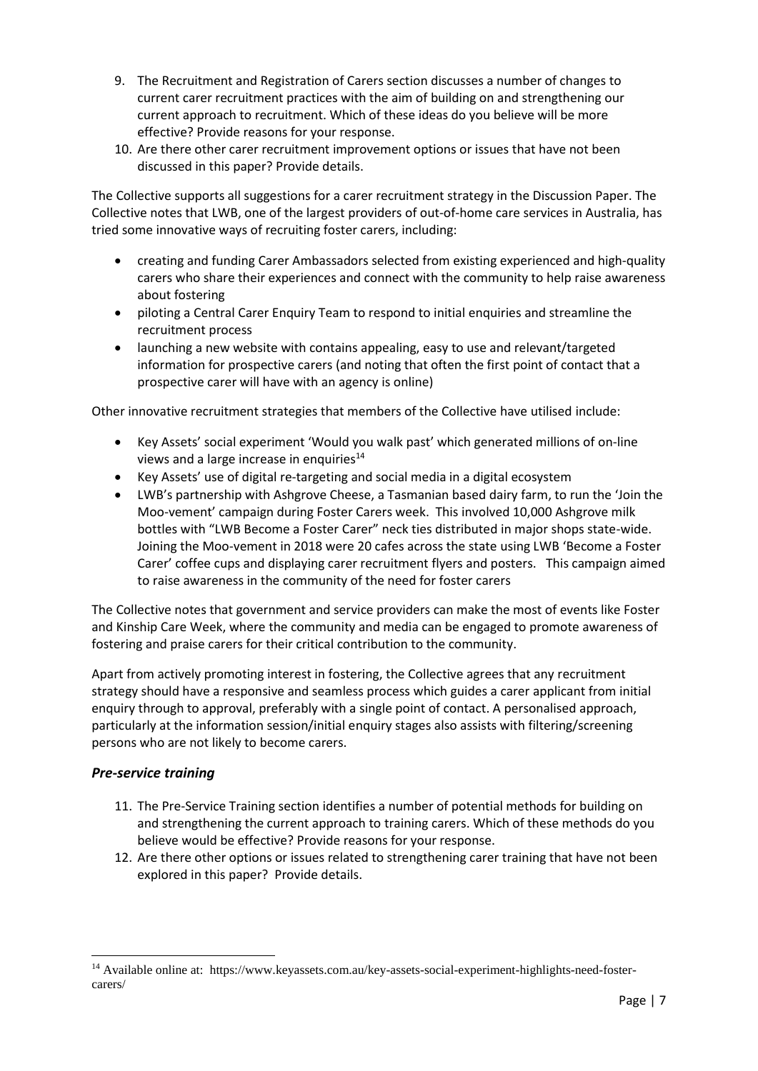9. The Recruitment and Registration of Carers section discusses a number of changes to current carer recruitment practices with the aim of building on and strengthening our current approach to recruitment. Which of these ideas do you believe will be more effective? Provide reasons for your response.
10. Are there other carer recruitment improvement options or issues that have not been discussed in this paper? Provide details.

The Collective supports all suggestions for a carer recruitment strategy in the Discussion Paper. The Collective notes that LWB, one of the largest providers of out-of-home care services in Australia, has tried some innovative ways of recruiting foster carers, including:

- creating and funding Carer Ambassadors selected from existing experienced and high-quality carers who share their experiences and connect with the community to help raise awareness about fostering
- piloting a Central Carer Enquiry Team to respond to initial enquiries and streamline the recruitment process
- launching a new website with contains appealing, easy to use and relevant/targeted information for prospective carers (and noting that often the first point of contact that a prospective carer will have with an agency is online)

Other innovative recruitment strategies that members of the Collective have utilised include:

- Key Assets' social experiment 'Would you walk past' which generated millions of on-line views and a large increase in enquiries[14]
- Key Assets' use of digital re-targeting and social media in a digital ecosystem
- LWB's partnership with Ashgrove Cheese, a Tasmanian based dairy farm, to run the 'Join the Moo-vement' campaign during Foster Carers week. This involved 10,000 Ashgrove milk bottles with "LWB Become a Foster Carer" neck ties distributed in major shops state-wide. Joining the Moo-vement in 2018 were 20 cafes across the state using LWB 'Become a Foster Carer' coffee cups and displaying carer recruitment flyers and posters. This campaign aimed to raise awareness in the community of the need for foster carers

The Collective notes that government and service providers can make the most of events like Foster and Kinship Care Week, where the community and media can be engaged to promote awareness of fostering and praise carers for their critical contribution to the community.

Apart from actively promoting interest in fostering, the Collective agrees that any recruitment strategy should have a responsive and seamless process which guides a carer applicant from initial enquiry through to approval, preferably with a single point of contact. A personalised approach, particularly at the information session/initial enquiry stages also assists with filtering/screening persons who are not likely to become carers.

### *Pre-service training*

11. The Pre-Service Training section identifies a number of potential methods for building on and strengthening the current approach to training carers. Which of these methods do you believe would be effective? Provide reasons for your response.
12. Are there other options or issues related to strengthening carer training that have not been explored in this paper? Provide details.

---

[14] Available online at: https://www.keyassets.com.au/key-assets-social-experiment-highlights-need-foster-carers/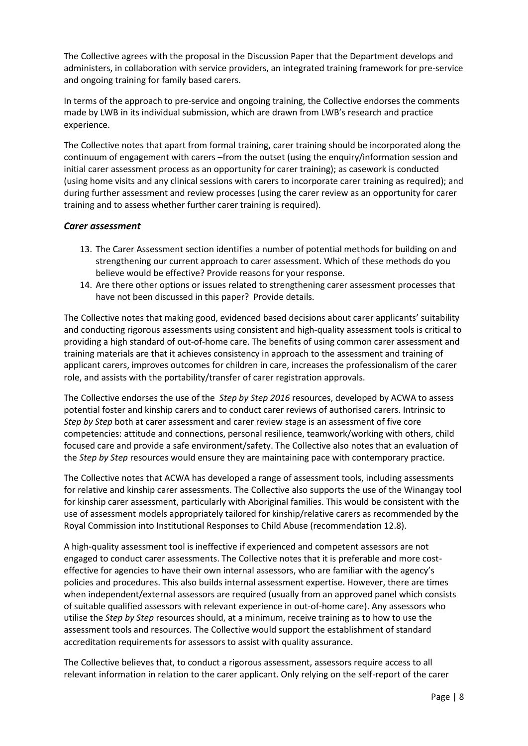The Collective agrees with the proposal in the Discussion Paper that the Department develops and administers, in collaboration with service providers, an integrated training framework for pre-service and ongoing training for family based carers.

In terms of the approach to pre-service and ongoing training, the Collective endorses the comments made by LWB in its individual submission, which are drawn from LWB's research and practice experience.

The Collective notes that apart from formal training, carer training should be incorporated along the continuum of engagement with carers –from the outset (using the enquiry/information session and initial carer assessment process as an opportunity for carer training); as casework is conducted (using home visits and any clinical sessions with carers to incorporate carer training as required); and during further assessment and review processes (using the carer review as an opportunity for carer training and to assess whether further carer training is required).

### *Carer assessment*

13. The Carer Assessment section identifies a number of potential methods for building on and strengthening our current approach to carer assessment. Which of these methods do you believe would be effective? Provide reasons for your response.
14. Are there other options or issues related to strengthening carer assessment processes that have not been discussed in this paper? Provide details.

The Collective notes that making good, evidenced based decisions about carer applicants' suitability and conducting rigorous assessments using consistent and high-quality assessment tools is critical to providing a high standard of out-of-home care. The benefits of using common carer assessment and training materials are that it achieves consistency in approach to the assessment and training of applicant carers, improves outcomes for children in care, increases the professionalism of the carer role, and assists with the portability/transfer of carer registration approvals.

The Collective endorses the use of the *Step by Step 2016* resources, developed by ACWA to assess potential foster and kinship carers and to conduct carer reviews of authorised carers. Intrinsic to *Step by Step* both at carer assessment and carer review stage is an assessment of five core competencies: attitude and connections, personal resilience, teamwork/working with others, child focused care and provide a safe environment/safety. The Collective also notes that an evaluation of the *Step by Step* resources would ensure they are maintaining pace with contemporary practice.

The Collective notes that ACWA has developed a range of assessment tools, including assessments for relative and kinship carer assessments. The Collective also supports the use of the Winangay tool for kinship carer assessment, particularly with Aboriginal families. This would be consistent with the use of assessment models appropriately tailored for kinship/relative carers as recommended by the Royal Commission into Institutional Responses to Child Abuse (recommendation 12.8).

A high-quality assessment tool is ineffective if experienced and competent assessors are not engaged to conduct carer assessments. The Collective notes that it is preferable and more cost-effective for agencies to have their own internal assessors, who are familiar with the agency's policies and procedures. This also builds internal assessment expertise. However, there are times when independent/external assessors are required (usually from an approved panel which consists of suitable qualified assessors with relevant experience in out-of-home care). Any assessors who utilise the *Step by Step* resources should, at a minimum, receive training as to how to use the assessment tools and resources. The Collective would support the establishment of standard accreditation requirements for assessors to assist with quality assurance.

The Collective believes that, to conduct a rigorous assessment, assessors require access to all relevant information in relation to the carer applicant. Only relying on the self-report of the carer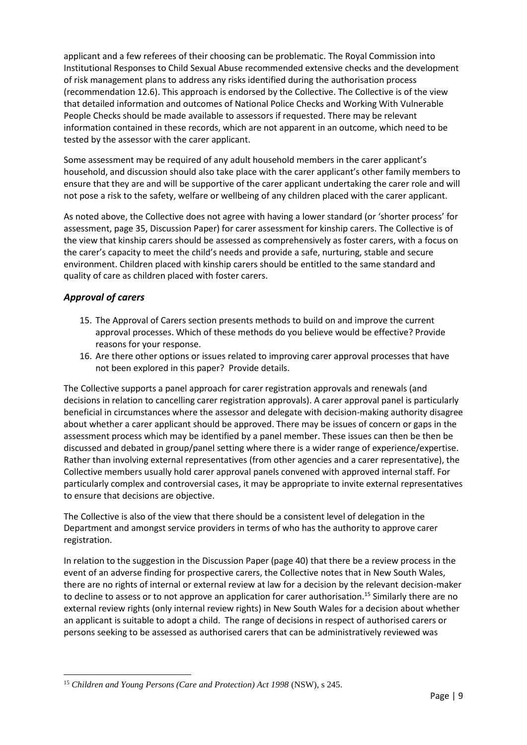applicant and a few referees of their choosing can be problematic. The Royal Commission into Institutional Responses to Child Sexual Abuse recommended extensive checks and the development of risk management plans to address any risks identified during the authorisation process (recommendation 12.6). This approach is endorsed by the Collective. The Collective is of the view that detailed information and outcomes of National Police Checks and Working With Vulnerable People Checks should be made available to assessors if requested. There may be relevant information contained in these records, which are not apparent in an outcome, which need to be tested by the assessor with the carer applicant.

Some assessment may be required of any adult household members in the carer applicant's household, and discussion should also take place with the carer applicant's other family members to ensure that they are and will be supportive of the carer applicant undertaking the carer role and will not pose a risk to the safety, welfare or wellbeing of any children placed with the carer applicant.

As noted above, the Collective does not agree with having a lower standard (or 'shorter process' for assessment, page 35, Discussion Paper) for carer assessment for kinship carers. The Collective is of the view that kinship carers should be assessed as comprehensively as foster carers, with a focus on the carer's capacity to meet the child's needs and provide a safe, nurturing, stable and secure environment. Children placed with kinship carers should be entitled to the same standard and quality of care as children placed with foster carers.

### *Approval of carers*

15. The Approval of Carers section presents methods to build on and improve the current approval processes. Which of these methods do you believe would be effective? Provide reasons for your response.
16. Are there other options or issues related to improving carer approval processes that have not been explored in this paper? Provide details.

The Collective supports a panel approach for carer registration approvals and renewals (and decisions in relation to cancelling carer registration approvals). A carer approval panel is particularly beneficial in circumstances where the assessor and delegate with decision-making authority disagree about whether a carer applicant should be approved. There may be issues of concern or gaps in the assessment process which may be identified by a panel member. These issues can then be then be discussed and debated in group/panel setting where there is a wider range of experience/expertise. Rather than involving external representatives (from other agencies and a carer representative), the Collective members usually hold carer approval panels convened with approved internal staff. For particularly complex and controversial cases, it may be appropriate to invite external representatives to ensure that decisions are objective.

The Collective is also of the view that there should be a consistent level of delegation in the Department and amongst service providers in terms of who has the authority to approve carer registration.

In relation to the suggestion in the Discussion Paper (page 40) that there be a review process in the event of an adverse finding for prospective carers, the Collective notes that in New South Wales, there are no rights of internal or external review at law for a decision by the relevant decision-maker to decline to assess or to not approve an application for carer authorisation.[15] Similarly there are no external review rights (only internal review rights) in New South Wales for a decision about whether an applicant is suitable to adopt a child. The range of decisions in respect of authorised carers or persons seeking to be assessed as authorised carers that can be administratively reviewed was

---

[15] *Children and Young Persons (Care and Protection) Act 1998* (NSW), s 245.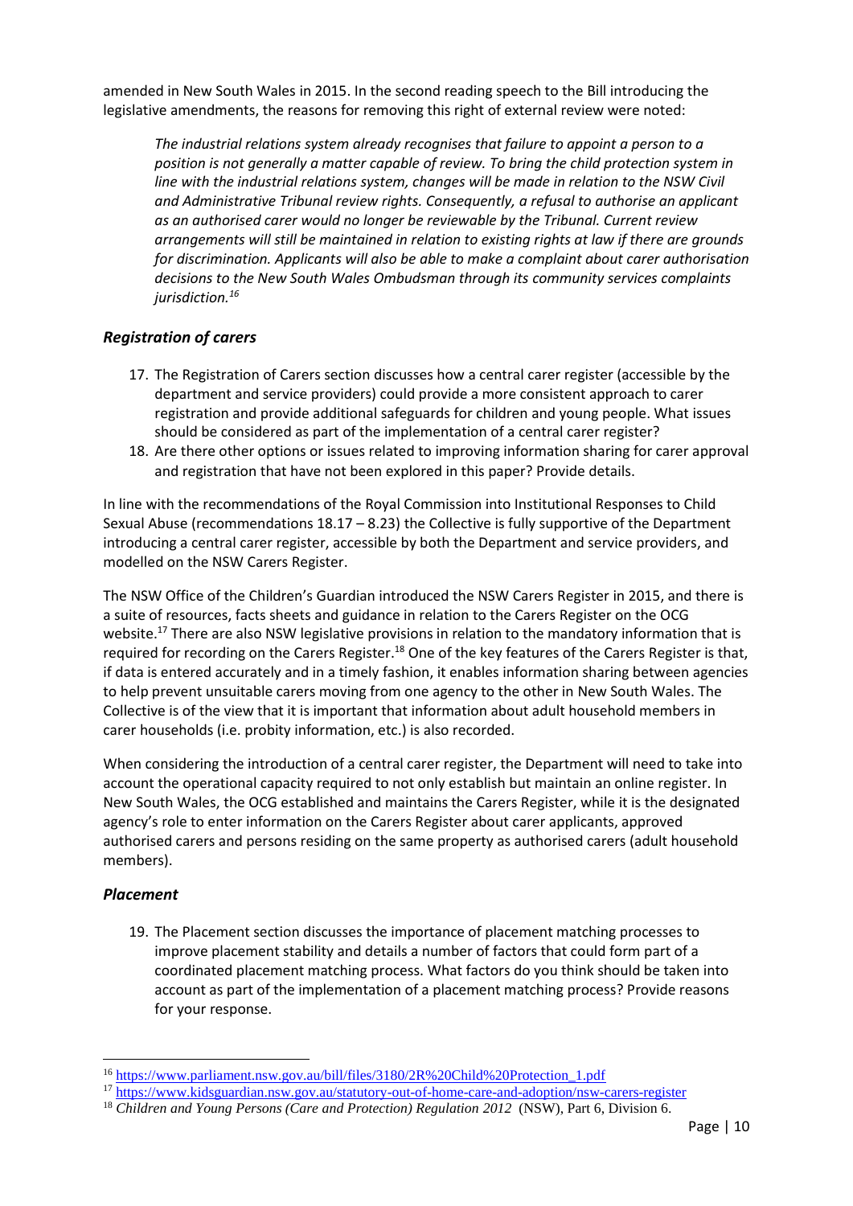amended in New South Wales in 2015. In the second reading speech to the Bill introducing the legislative amendments, the reasons for removing this right of external review were noted:

> *The industrial relations system already recognises that failure to appoint a person to a position is not generally a matter capable of review. To bring the child protection system in line with the industrial relations system, changes will be made in relation to the NSW Civil and Administrative Tribunal review rights. Consequently, a refusal to authorise an applicant as an authorised carer would no longer be reviewable by the Tribunal. Current review arrangements will still be maintained in relation to existing rights at law if there are grounds for discrimination. Applicants will also be able to make a complaint about carer authorisation decisions to the New South Wales Ombudsman through its community services complaints jurisdiction.*[16]

### *Registration of carers*

17. The Registration of Carers section discusses how a central carer register (accessible by the department and service providers) could provide a more consistent approach to carer registration and provide additional safeguards for children and young people. What issues should be considered as part of the implementation of a central carer register?
18. Are there other options or issues related to improving information sharing for carer approval and registration that have not been explored in this paper? Provide details.

In line with the recommendations of the Royal Commission into Institutional Responses to Child Sexual Abuse (recommendations 18.17 – 8.23) the Collective is fully supportive of the Department introducing a central carer register, accessible by both the Department and service providers, and modelled on the NSW Carers Register.

The NSW Office of the Children's Guardian introduced the NSW Carers Register in 2015, and there is a suite of resources, facts sheets and guidance in relation to the Carers Register on the OCG website.[17] There are also NSW legislative provisions in relation to the mandatory information that is required for recording on the Carers Register.[18] One of the key features of the Carers Register is that, if data is entered accurately and in a timely fashion, it enables information sharing between agencies to help prevent unsuitable carers moving from one agency to the other in New South Wales. The Collective is of the view that it is important that information about adult household members in carer households (i.e. probity information, etc.) is also recorded.

When considering the introduction of a central carer register, the Department will need to take into account the operational capacity required to not only establish but maintain an online register. In New South Wales, the OCG established and maintains the Carers Register, while it is the designated agency's role to enter information on the Carers Register about carer applicants, approved authorised carers and persons residing on the same property as authorised carers (adult household members).

### *Placement*

19. The Placement section discusses the importance of placement matching processes to improve placement stability and details a number of factors that could form part of a coordinated placement matching process. What factors do you think should be taken into account as part of the implementation of a placement matching process? Provide reasons for your response.

---

[16] https://www.parliament.nsw.gov.au/bill/files/3180/2R%20Child%20Protection_1.pdf

[17] https://www.kidsguardian.nsw.gov.au/statutory-out-of-home-care-and-adoption/nsw-carers-register

[18] *Children and Young Persons (Care and Protection) Regulation 2012* (NSW), Part 6, Division 6.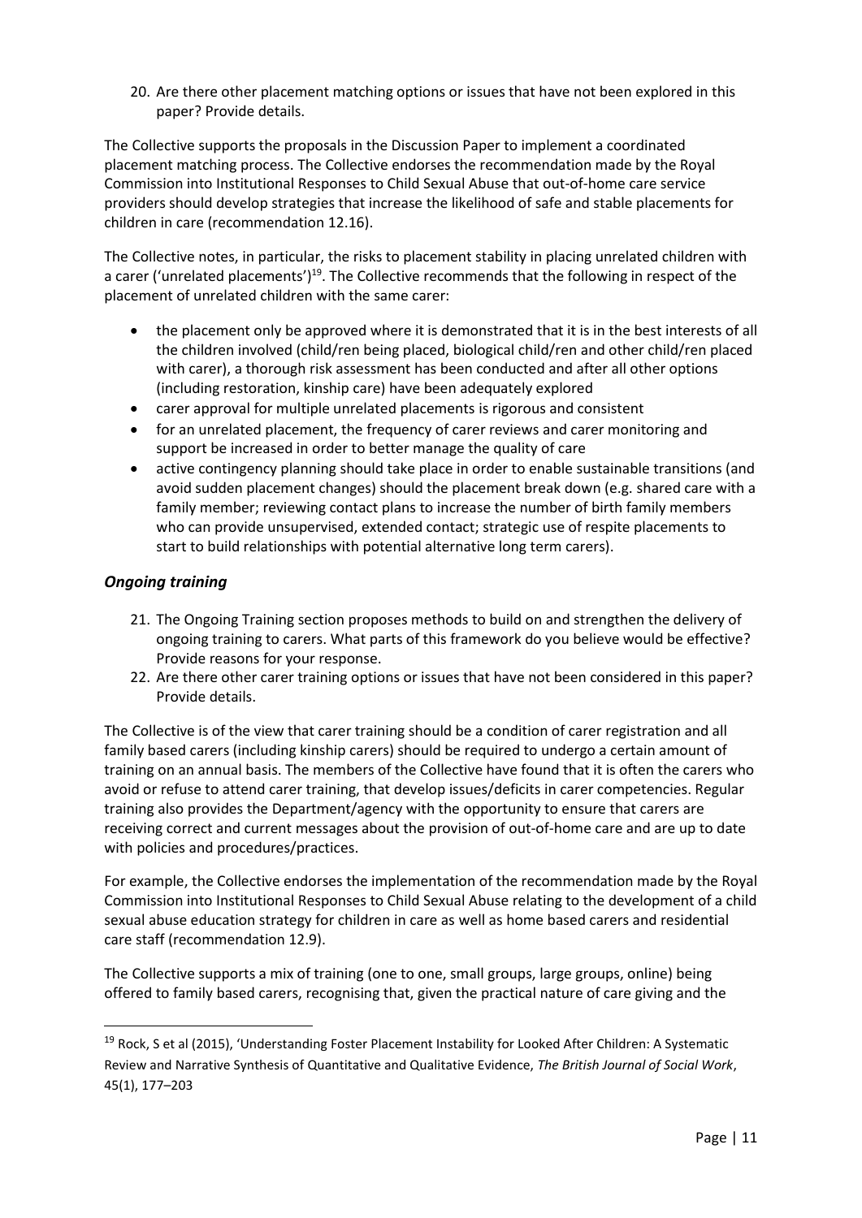20. Are there other placement matching options or issues that have not been explored in this paper? Provide details.

The Collective supports the proposals in the Discussion Paper to implement a coordinated placement matching process. The Collective endorses the recommendation made by the Royal Commission into Institutional Responses to Child Sexual Abuse that out-of-home care service providers should develop strategies that increase the likelihood of safe and stable placements for children in care (recommendation 12.16).

The Collective notes, in particular, the risks to placement stability in placing unrelated children with a carer ('unrelated placements')[19]. The Collective recommends that the following in respect of the placement of unrelated children with the same carer:

- the placement only be approved where it is demonstrated that it is in the best interests of all the children involved (child/ren being placed, biological child/ren and other child/ren placed with carer), a thorough risk assessment has been conducted and after all other options (including restoration, kinship care) have been adequately explored
- carer approval for multiple unrelated placements is rigorous and consistent
- for an unrelated placement, the frequency of carer reviews and carer monitoring and support be increased in order to better manage the quality of care
- active contingency planning should take place in order to enable sustainable transitions (and avoid sudden placement changes) should the placement break down (e.g. shared care with a family member; reviewing contact plans to increase the number of birth family members who can provide unsupervised, extended contact; strategic use of respite placements to start to build relationships with potential alternative long term carers).

### *Ongoing training*

21. The Ongoing Training section proposes methods to build on and strengthen the delivery of ongoing training to carers. What parts of this framework do you believe would be effective? Provide reasons for your response.
22. Are there other carer training options or issues that have not been considered in this paper? Provide details.

The Collective is of the view that carer training should be a condition of carer registration and all family based carers (including kinship carers) should be required to undergo a certain amount of training on an annual basis. The members of the Collective have found that it is often the carers who avoid or refuse to attend carer training, that develop issues/deficits in carer competencies. Regular training also provides the Department/agency with the opportunity to ensure that carers are receiving correct and current messages about the provision of out-of-home care and are up to date with policies and procedures/practices.

For example, the Collective endorses the implementation of the recommendation made by the Royal Commission into Institutional Responses to Child Sexual Abuse relating to the development of a child sexual abuse education strategy for children in care as well as home based carers and residential care staff (recommendation 12.9).

The Collective supports a mix of training (one to one, small groups, large groups, online) being offered to family based carers, recognising that, given the practical nature of care giving and the

[19] Rock, S et al (2015), 'Understanding Foster Placement Instability for Looked After Children: A Systematic Review and Narrative Synthesis of Quantitative and Qualitative Evidence, *The British Journal of Social Work*, 45(1), 177–203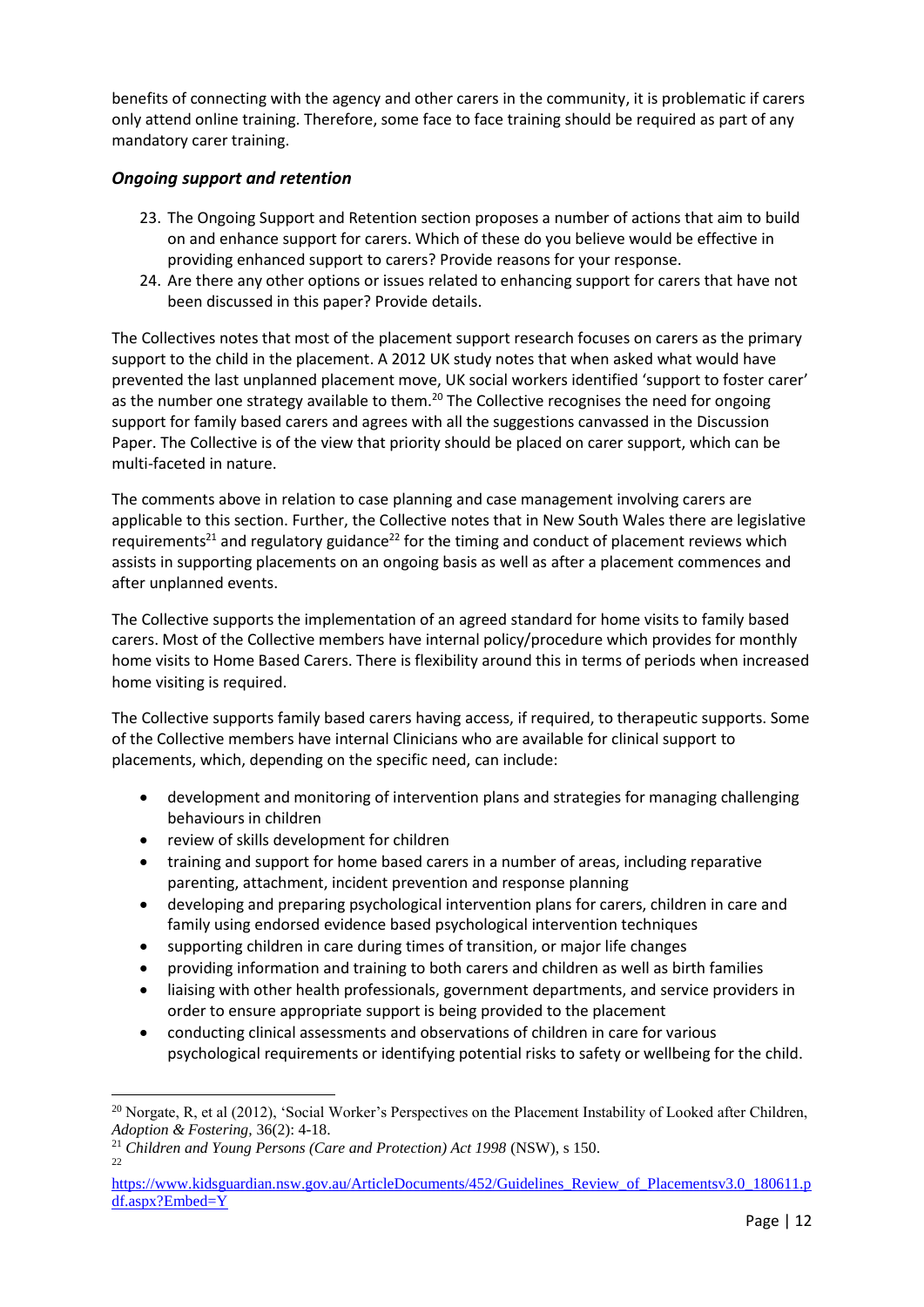benefits of connecting with the agency and other carers in the community, it is problematic if carers only attend online training. Therefore, some face to face training should be required as part of any mandatory carer training.

### *Ongoing support and retention*

23. The Ongoing Support and Retention section proposes a number of actions that aim to build on and enhance support for carers. Which of these do you believe would be effective in providing enhanced support to carers? Provide reasons for your response.
24. Are there any other options or issues related to enhancing support for carers that have not been discussed in this paper? Provide details.

The Collectives notes that most of the placement support research focuses on carers as the primary support to the child in the placement. A 2012 UK study notes that when asked what would have prevented the last unplanned placement move, UK social workers identified 'support to foster carer' as the number one strategy available to them.[20] The Collective recognises the need for ongoing support for family based carers and agrees with all the suggestions canvassed in the Discussion Paper. The Collective is of the view that priority should be placed on carer support, which can be multi-faceted in nature.

The comments above in relation to case planning and case management involving carers are applicable to this section. Further, the Collective notes that in New South Wales there are legislative requirements[21] and regulatory guidance[22] for the timing and conduct of placement reviews which assists in supporting placements on an ongoing basis as well as after a placement commences and after unplanned events.

The Collective supports the implementation of an agreed standard for home visits to family based carers. Most of the Collective members have internal policy/procedure which provides for monthly home visits to Home Based Carers. There is flexibility around this in terms of periods when increased home visiting is required.

The Collective supports family based carers having access, if required, to therapeutic supports. Some of the Collective members have internal Clinicians who are available for clinical support to placements, which, depending on the specific need, can include:

- development and monitoring of intervention plans and strategies for managing challenging behaviours in children
- review of skills development for children
- training and support for home based carers in a number of areas, including reparative parenting, attachment, incident prevention and response planning
- developing and preparing psychological intervention plans for carers, children in care and family using endorsed evidence based psychological intervention techniques
- supporting children in care during times of transition, or major life changes
- providing information and training to both carers and children as well as birth families
- liaising with other health professionals, government departments, and service providers in order to ensure appropriate support is being provided to the placement
- conducting clinical assessments and observations of children in care for various psychological requirements or identifying potential risks to safety or wellbeing for the child.

---

[20] Norgate, R, et al (2012), 'Social Worker's Perspectives on the Placement Instability of Looked after Children, *Adoption & Fostering*, 36(2): 4-18.

[21] *Children and Young Persons (Care and Protection) Act 1998* (NSW), s 150.

[22] https://www.kidsguardian.nsw.gov.au/ArticleDocuments/452/Guidelines_Review_of_Placementsv3.0_180611.pdf.aspx?Embed=Y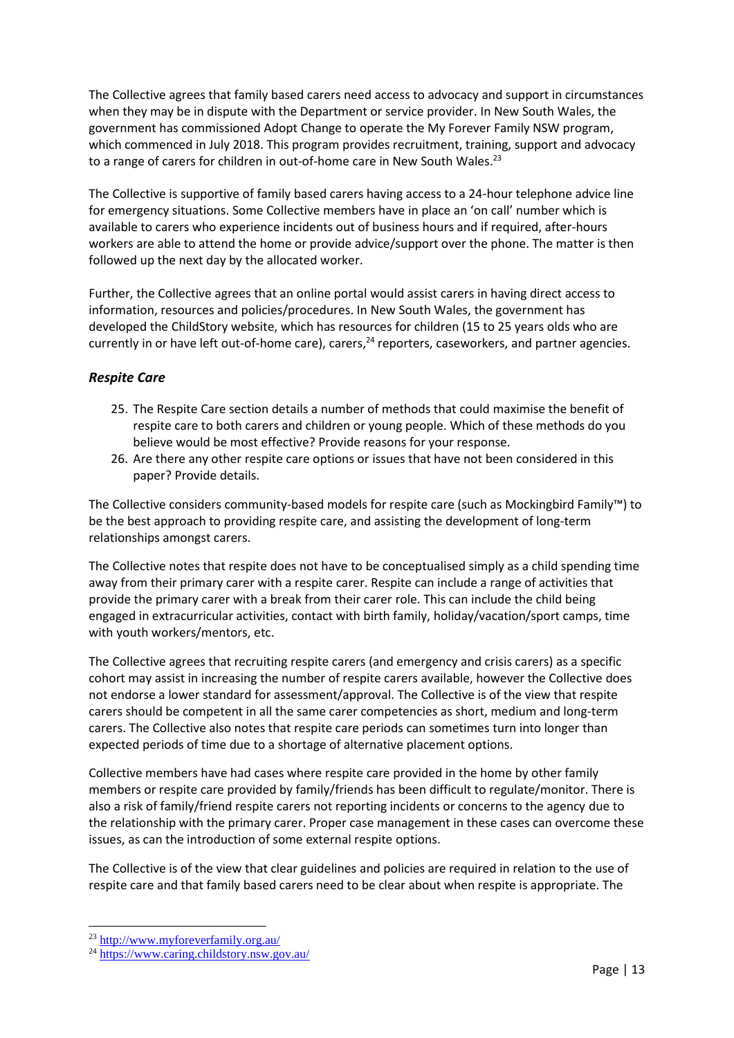The Collective agrees that family based carers need access to advocacy and support in circumstances when they may be in dispute with the Department or service provider. In New South Wales, the government has commissioned Adopt Change to operate the My Forever Family NSW program, which commenced in July 2018. This program provides recruitment, training, support and advocacy to a range of carers for children in out-of-home care in New South Wales.[23]

The Collective is supportive of family based carers having access to a 24-hour telephone advice line for emergency situations. Some Collective members have in place an 'on call' number which is available to carers who experience incidents out of business hours and if required, after-hours workers are able to attend the home or provide advice/support over the phone. The matter is then followed up the next day by the allocated worker.

Further, the Collective agrees that an online portal would assist carers in having direct access to information, resources and policies/procedures. In New South Wales, the government has developed the ChildStory website, which has resources for children (15 to 25 years olds who are currently in or have left out-of-home care), carers,[24] reporters, caseworkers, and partner agencies.

### *Respite Care*

25. The Respite Care section details a number of methods that could maximise the benefit of respite care to both carers and children or young people. Which of these methods do you believe would be most effective? Provide reasons for your response.
26. Are there any other respite care options or issues that have not been considered in this paper? Provide details.

The Collective considers community-based models for respite care (such as Mockingbird Family™) to be the best approach to providing respite care, and assisting the development of long-term relationships amongst carers.

The Collective notes that respite does not have to be conceptualised simply as a child spending time away from their primary carer with a respite carer. Respite can include a range of activities that provide the primary carer with a break from their carer role. This can include the child being engaged in extracurricular activities, contact with birth family, holiday/vacation/sport camps, time with youth workers/mentors, etc.

The Collective agrees that recruiting respite carers (and emergency and crisis carers) as a specific cohort may assist in increasing the number of respite carers available, however the Collective does not endorse a lower standard for assessment/approval. The Collective is of the view that respite carers should be competent in all the same carer competencies as short, medium and long-term carers. The Collective also notes that respite care periods can sometimes turn into longer than expected periods of time due to a shortage of alternative placement options.

Collective members have had cases where respite care provided in the home by other family members or respite care provided by family/friends has been difficult to regulate/monitor. There is also a risk of family/friend respite carers not reporting incidents or concerns to the agency due to the relationship with the primary carer. Proper case management in these cases can overcome these issues, as can the introduction of some external respite options.

The Collective is of the view that clear guidelines and policies are required in relation to the use of respite care and that family based carers need to be clear about when respite is appropriate. The

---

[23] http://www.myforeverfamily.org.au/

[24] https://www.caring.childstory.nsw.gov.au/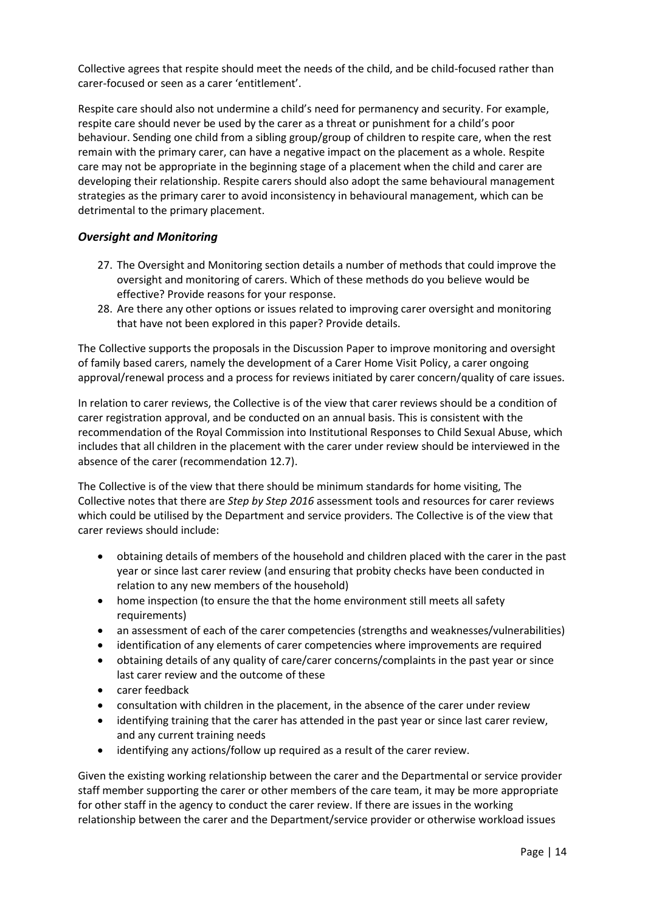Collective agrees that respite should meet the needs of the child, and be child-focused rather than carer-focused or seen as a carer 'entitlement'.

Respite care should also not undermine a child's need for permanency and security. For example, respite care should never be used by the carer as a threat or punishment for a child's poor behaviour. Sending one child from a sibling group/group of children to respite care, when the rest remain with the primary carer, can have a negative impact on the placement as a whole. Respite care may not be appropriate in the beginning stage of a placement when the child and carer are developing their relationship. Respite carers should also adopt the same behavioural management strategies as the primary carer to avoid inconsistency in behavioural management, which can be detrimental to the primary placement.

### *Oversight and Monitoring*

27. The Oversight and Monitoring section details a number of methods that could improve the oversight and monitoring of carers. Which of these methods do you believe would be effective? Provide reasons for your response.
28. Are there any other options or issues related to improving carer oversight and monitoring that have not been explored in this paper? Provide details.

The Collective supports the proposals in the Discussion Paper to improve monitoring and oversight of family based carers, namely the development of a Carer Home Visit Policy, a carer ongoing approval/renewal process and a process for reviews initiated by carer concern/quality of care issues.

In relation to carer reviews, the Collective is of the view that carer reviews should be a condition of carer registration approval, and be conducted on an annual basis. This is consistent with the recommendation of the Royal Commission into Institutional Responses to Child Sexual Abuse, which includes that all children in the placement with the carer under review should be interviewed in the absence of the carer (recommendation 12.7).

The Collective is of the view that there should be minimum standards for home visiting, The Collective notes that there are *Step by Step 2016* assessment tools and resources for carer reviews which could be utilised by the Department and service providers. The Collective is of the view that carer reviews should include:

- obtaining details of members of the household and children placed with the carer in the past year or since last carer review (and ensuring that probity checks have been conducted in relation to any new members of the household)
- home inspection (to ensure the that the home environment still meets all safety requirements)
- an assessment of each of the carer competencies (strengths and weaknesses/vulnerabilities)
- identification of any elements of carer competencies where improvements are required
- obtaining details of any quality of care/carer concerns/complaints in the past year or since last carer review and the outcome of these
- carer feedback
- consultation with children in the placement, in the absence of the carer under review
- identifying training that the carer has attended in the past year or since last carer review, and any current training needs
- identifying any actions/follow up required as a result of the carer review.

Given the existing working relationship between the carer and the Departmental or service provider staff member supporting the carer or other members of the care team, it may be more appropriate for other staff in the agency to conduct the carer review. If there are issues in the working relationship between the carer and the Department/service provider or otherwise workload issues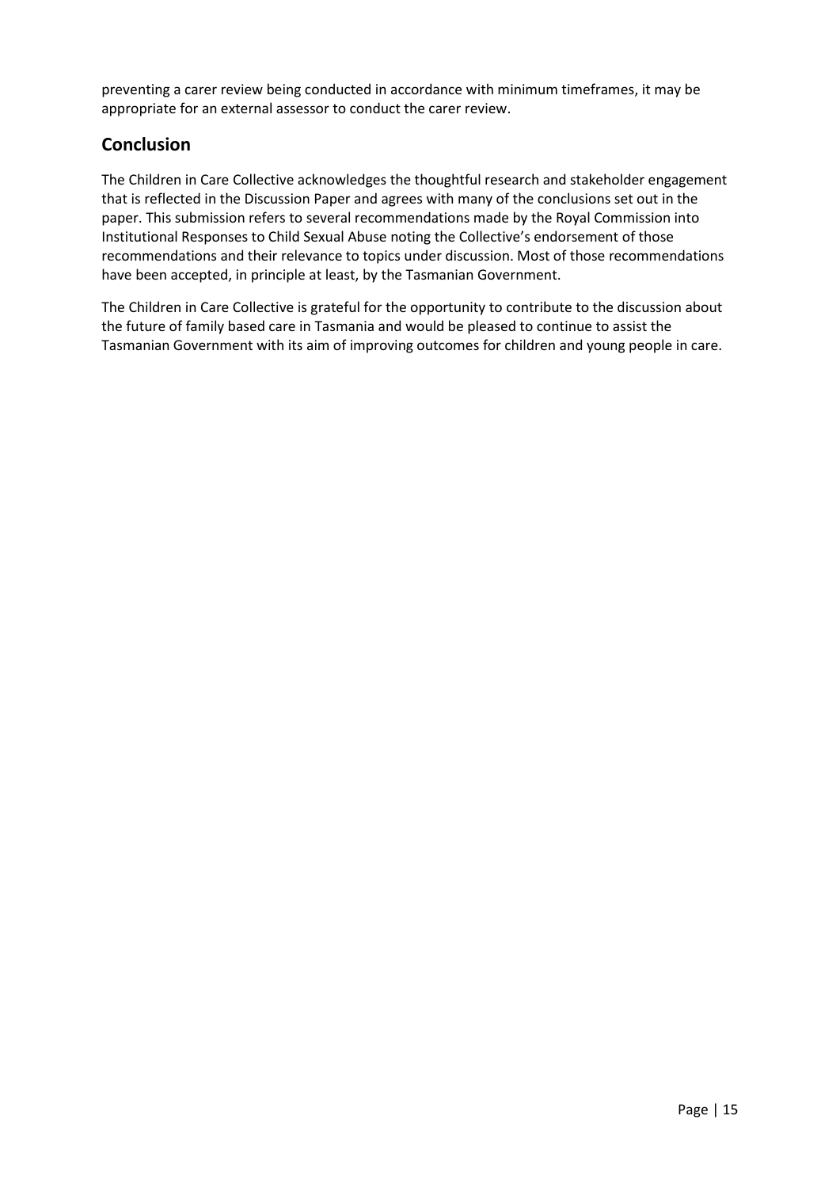preventing a carer review being conducted in accordance with minimum timeframes, it may be appropriate for an external assessor to conduct the carer review.

## Conclusion

The Children in Care Collective acknowledges the thoughtful research and stakeholder engagement that is reflected in the Discussion Paper and agrees with many of the conclusions set out in the paper. This submission refers to several recommendations made by the Royal Commission into Institutional Responses to Child Sexual Abuse noting the Collective's endorsement of those recommendations and their relevance to topics under discussion. Most of those recommendations have been accepted, in principle at least, by the Tasmanian Government.

The Children in Care Collective is grateful for the opportunity to contribute to the discussion about the future of family based care in Tasmania and would be pleased to continue to assist the Tasmanian Government with its aim of improving outcomes for children and young people in care.